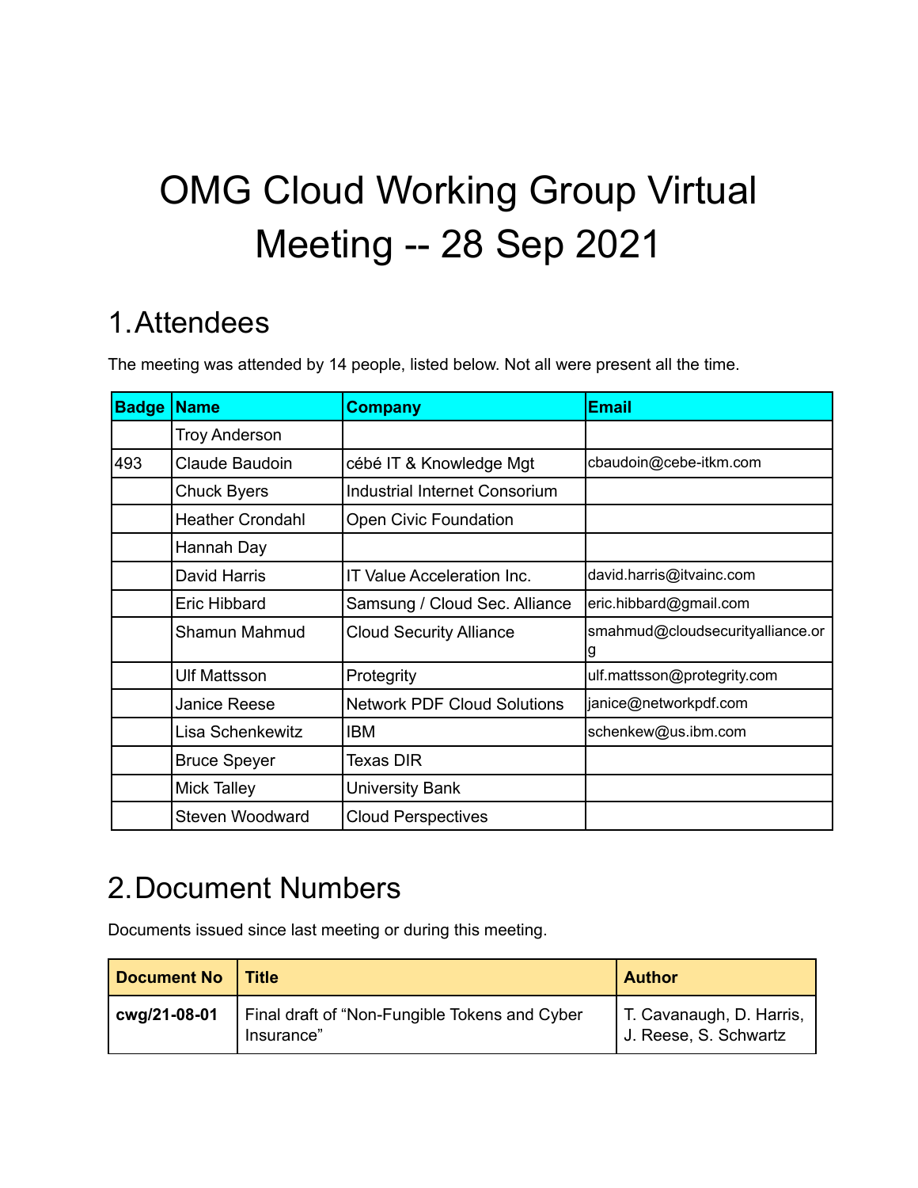# OMG Cloud Working Group Virtual Meeting -- 28 Sep 2021

## 1. Attendees

The meeting was attended by 14 people, listed below. Not all were present all the time.

| Badge | Name | Company | Email |
|---|---|---|---|
| | Troy Anderson | | |
| 493 | Claude Baudoin | cébé IT & Knowledge Mgt | cbaudoin@cebe-itkm.com |
| | Chuck Byers | Industrial Internet Consorium | |
| | Heather Crondahl | Open Civic Foundation | |
| | Hannah Day | | |
| | David Harris | IT Value Acceleration Inc. | david.harris@itvainc.com |
| | Eric Hibbard | Samsung / Cloud Sec. Alliance | eric.hibbard@gmail.com |
| | Shamun Mahmud | Cloud Security Alliance | smahmud@cloudsecurityalliance.org |
| | Ulf Mattsson | Protegrity | ulf.mattsson@protegrity.com |
| | Janice Reese | Network PDF Cloud Solutions | janice@networkpdf.com |
| | Lisa Schenkewitz | IBM | schenkew@us.ibm.com |
| | Bruce Speyer | Texas DIR | |
| | Mick Talley | University Bank | |
| | Steven Woodward | Cloud Perspectives | |

## 2. Document Numbers

Documents issued since last meeting or during this meeting.

| Document No | Title | Author |
|---|---|---|
| **cwg/21-08-01** | Final draft of "Non-Fungible Tokens and Cyber Insurance" | T. Cavanaugh, D. Harris, J. Reese, S. Schwartz |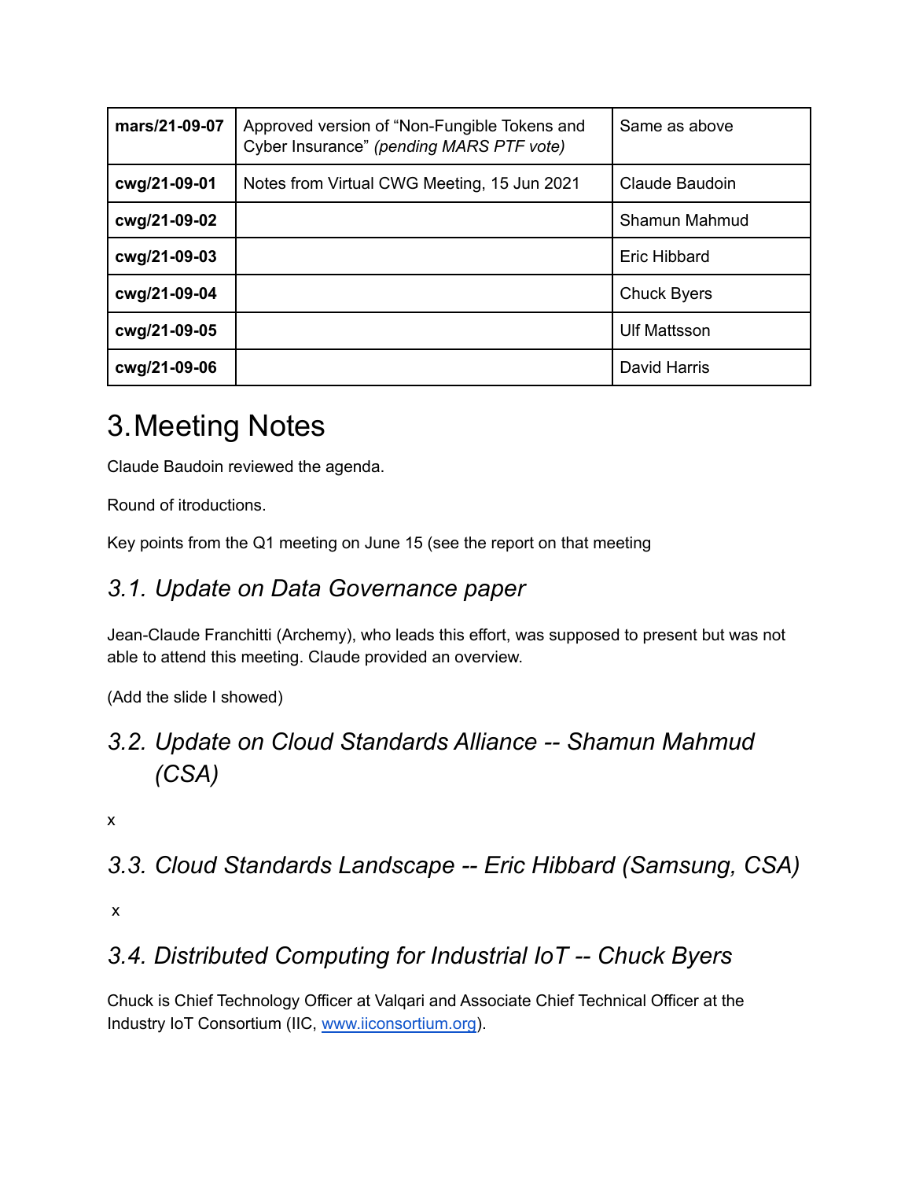| mars/21-09-07 | Approved version of "Non-Fungible Tokens and Cyber Insurance" *(pending MARS PTF vote)* | Same as above |
|---|---|---|
| **cwg/21-09-01** | Notes from Virtual CWG Meeting, 15 Jun 2021 | Claude Baudoin |
| **cwg/21-09-02** | | Shamun Mahmud |
| **cwg/21-09-03** | | Eric Hibbard |
| **cwg/21-09-04** | | Chuck Byers |
| **cwg/21-09-05** | | Ulf Mattsson |
| **cwg/21-09-06** | | David Harris |

# 3. Meeting Notes

Claude Baudoin reviewed the agenda.

Round of itroductions.

Key points from the Q1 meeting on June 15 (see the report on that meeting

## *3.1. Update on Data Governance paper*

Jean-Claude Franchitti (Archemy), who leads this effort, was supposed to present but was not able to attend this meeting. Claude provided an overview.

(Add the slide I showed)

## *3.2. Update on Cloud Standards Alliance -- Shamun Mahmud (CSA)*

x

## *3.3. Cloud Standards Landscape -- Eric Hibbard (Samsung, CSA)*

x

## *3.4. Distributed Computing for Industrial IoT -- Chuck Byers*

Chuck is Chief Technology Officer at Valqari and Associate Chief Technical Officer at the Industry IoT Consortium (IIC, www.iiconsortium.org).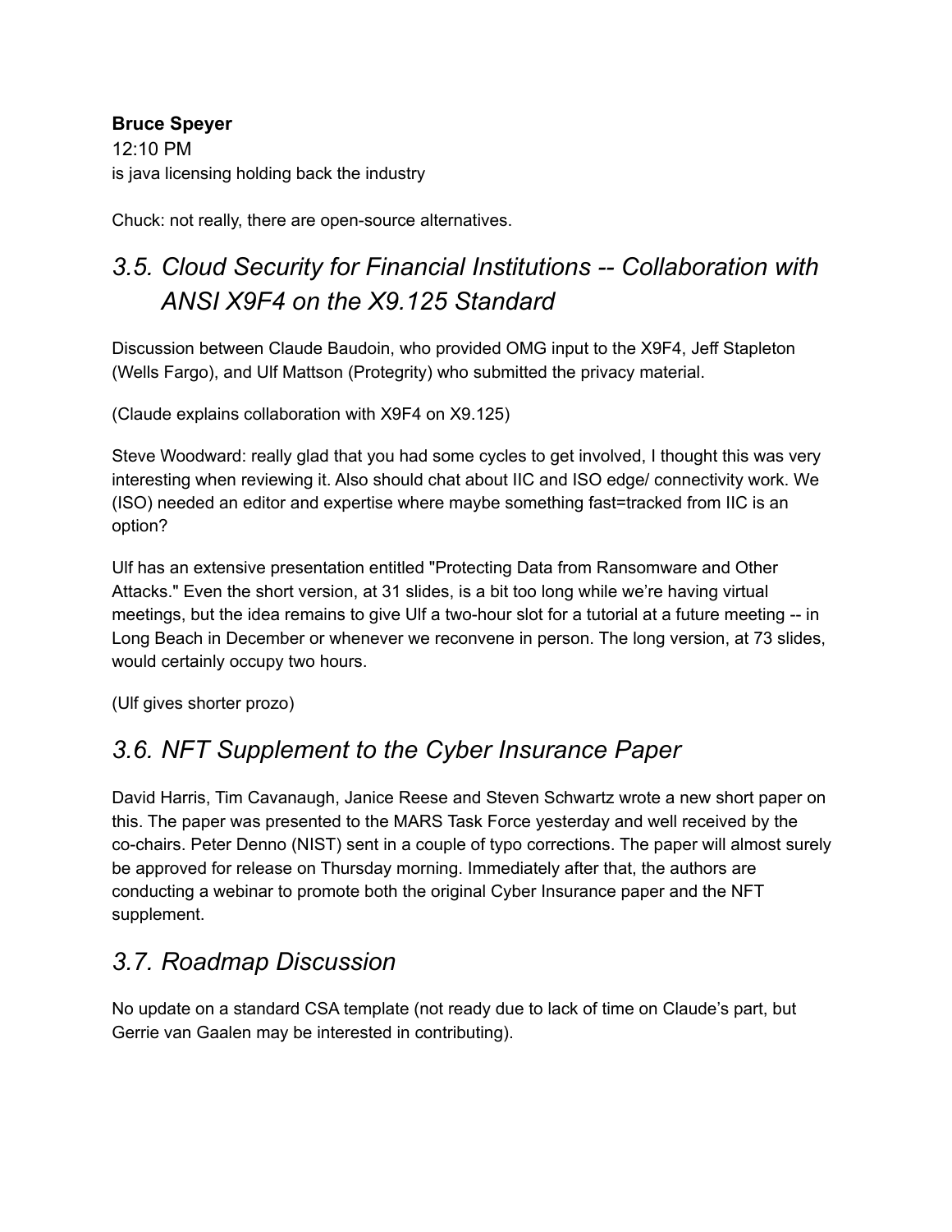**Bruce Speyer**
12:10 PM
is java licensing holding back the industry

Chuck: not really, there are open-source alternatives.

## *3.5. Cloud Security for Financial Institutions -- Collaboration with ANSI X9F4 on the X9.125 Standard*

Discussion between Claude Baudoin, who provided OMG input to the X9F4, Jeff Stapleton (Wells Fargo), and Ulf Mattson (Protegrity) who submitted the privacy material.

(Claude explains collaboration with X9F4 on X9.125)

Steve Woodward: really glad that you had some cycles to get involved, I thought this was very interesting when reviewing it. Also should chat about IIC and ISO edge/ connectivity work. We (ISO) needed an editor and expertise where maybe something fast=tracked from IIC is an option?

Ulf has an extensive presentation entitled "Protecting Data from Ransomware and Other Attacks." Even the short version, at 31 slides, is a bit too long while we're having virtual meetings, but the idea remains to give Ulf a two-hour slot for a tutorial at a future meeting -- in Long Beach in December or whenever we reconvene in person. The long version, at 73 slides, would certainly occupy two hours.

(Ulf gives shorter prozo)

## *3.6. NFT Supplement to the Cyber Insurance Paper*

David Harris, Tim Cavanaugh, Janice Reese and Steven Schwartz wrote a new short paper on this. The paper was presented to the MARS Task Force yesterday and well received by the co-chairs. Peter Denno (NIST) sent in a couple of typo corrections. The paper will almost surely be approved for release on Thursday morning. Immediately after that, the authors are conducting a webinar to promote both the original Cyber Insurance paper and the NFT supplement.

## *3.7. Roadmap Discussion*

No update on a standard CSA template (not ready due to lack of time on Claude's part, but Gerrie van Gaalen may be interested in contributing).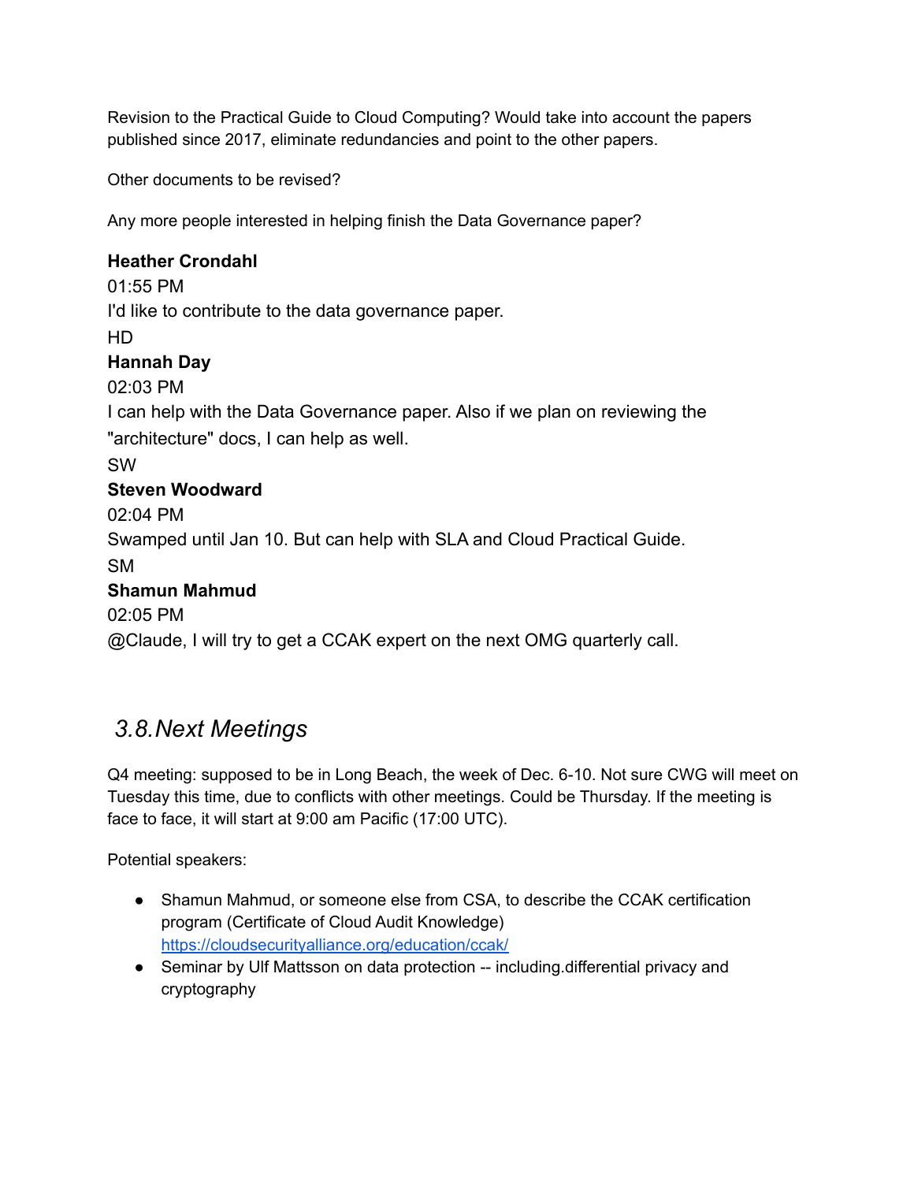Revision to the Practical Guide to Cloud Computing? Would take into account the papers published since 2017, eliminate redundancies and point to the other papers.

Other documents to be revised?

Any more people interested in helping finish the Data Governance paper?

**Heather Crondahl**
01:55 PM
I'd like to contribute to the data governance paper.
HD
**Hannah Day**
02:03 PM
I can help with the Data Governance paper. Also if we plan on reviewing the "architecture" docs, I can help as well.
SW
**Steven Woodward**
02:04 PM
Swamped until Jan 10. But can help with SLA and Cloud Practical Guide.
SM
**Shamun Mahmud**
02:05 PM
@Claude, I will try to get a CCAK expert on the next OMG quarterly call.

## *3.8. Next Meetings*

Q4 meeting: supposed to be in Long Beach, the week of Dec. 6-10. Not sure CWG will meet on Tuesday this time, due to conflicts with other meetings. Could be Thursday. If the meeting is face to face, it will start at 9:00 am Pacific (17:00 UTC).

Potential speakers:

- Shamun Mahmud, or someone else from CSA, to describe the CCAK certification program (Certificate of Cloud Audit Knowledge) [https://cloudsecurityalliance.org/education/ccak/](https://cloudsecurityalliance.org/education/ccak/)
- Seminar by Ulf Mattsson on data protection -- including.differential privacy and cryptography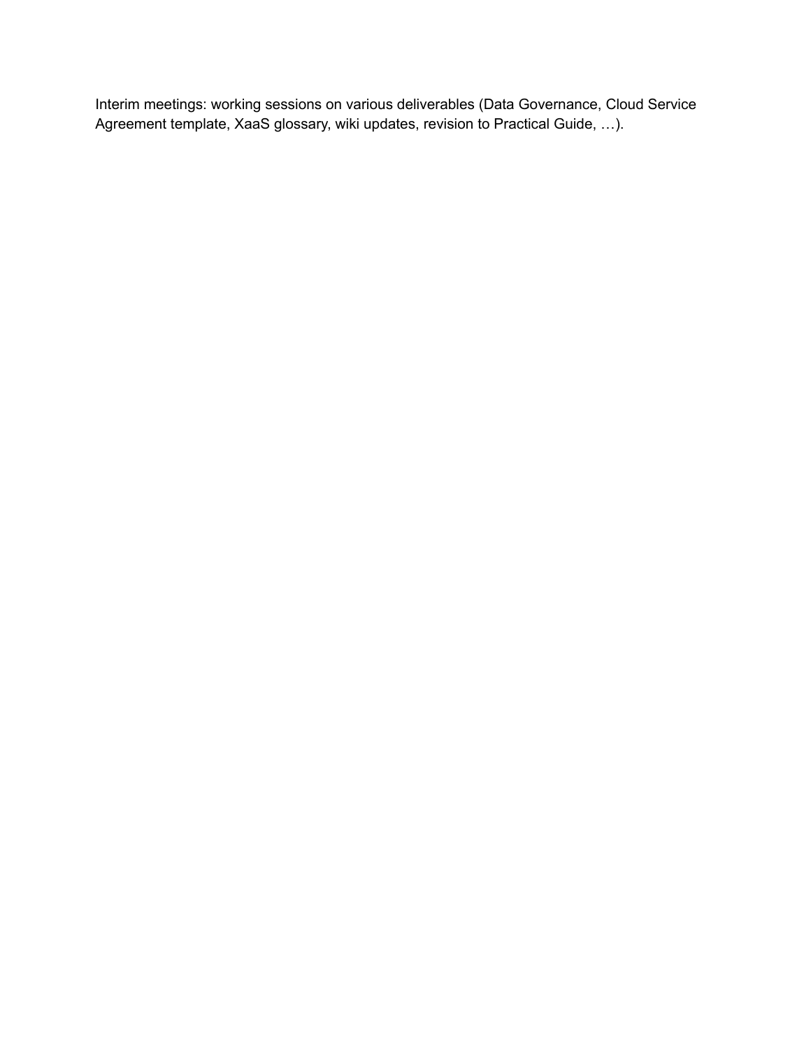Interim meetings: working sessions on various deliverables (Data Governance, Cloud Service Agreement template, XaaS glossary, wiki updates, revision to Practical Guide, …).